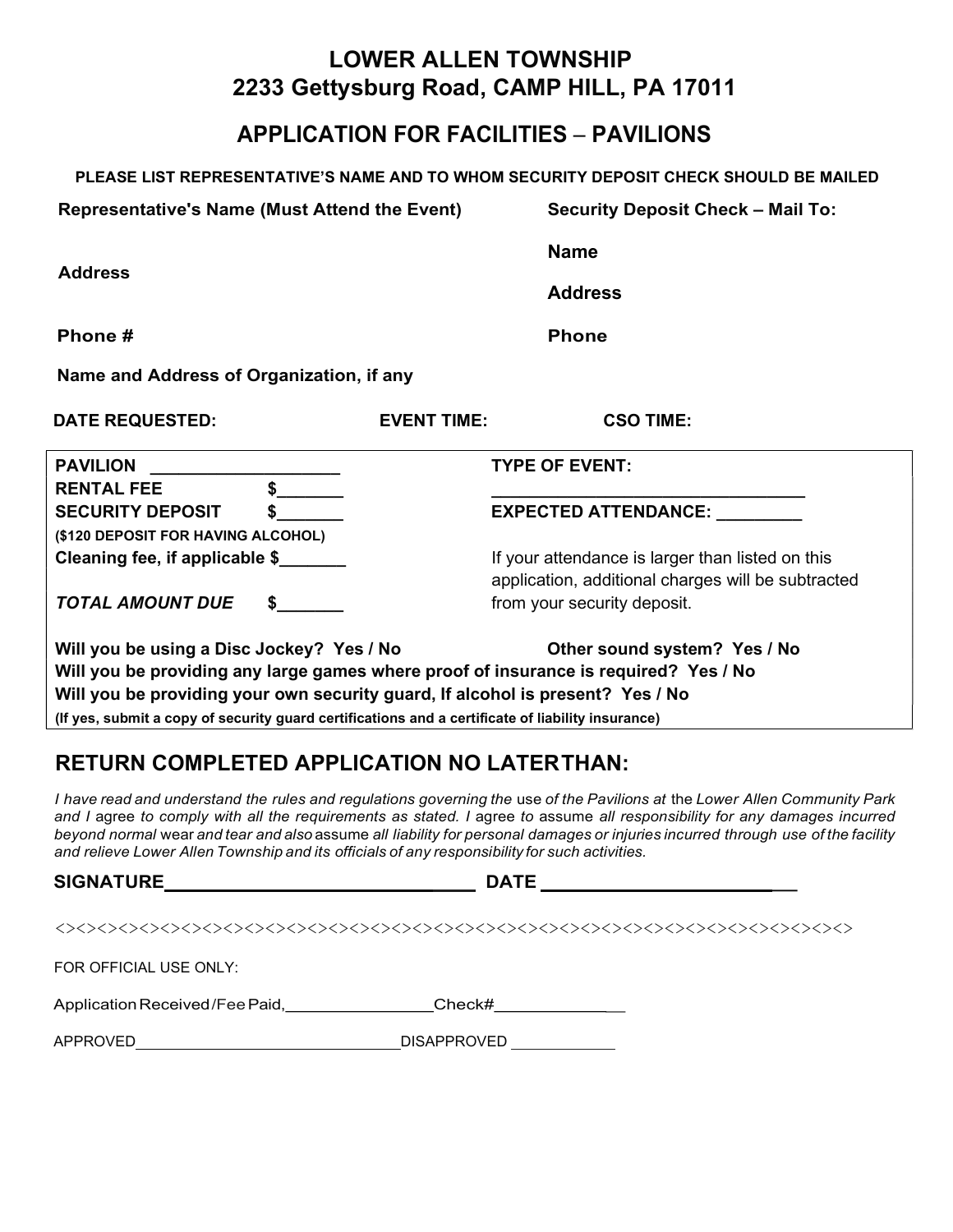# LOWER ALLEN TOWNSHIP
## 2233 Gettysburg Road, CAMP HILL, PA 17011

## APPLICATION FOR FACILITIES – PAVILIONS

**PLEASE LIST REPRESENTATIVE'S NAME AND TO WHOM SECURITY DEPOSIT CHECK SHOULD BE MAILED**

**Representative's Name (Must Attend the Event)**

**Address**

**Phone #**

**Security Deposit Check – Mail To:**

**Name**

**Address**

**Phone**

**Name and Address of Organization, if any**

**DATE REQUESTED:** **EVENT TIME:** **CSO TIME:**

**PAVILION** ___________________

**RENTAL FEE** $_______

**SECURITY DEPOSIT** $_______

**($120 DEPOSIT FOR HAVING ALCOHOL)**

**Cleaning fee, if applicable** $_______

***TOTAL AMOUNT DUE*** $_______

**TYPE OF EVENT:**

________________________________

**EXPECTED ATTENDANCE:** _________

If your attendance is larger than listed on this application, additional charges will be subtracted from your security deposit.

**Will you be using a Disc Jockey? Yes / No** **Other sound system? Yes / No**

**Will you be providing any large games where proof of insurance is required? Yes / No**

**Will you be providing your own security guard, If alcohol is present? Yes / No**

**(If yes, submit a copy of security guard certifications and a certificate of liability insurance)**

## RETURN COMPLETED APPLICATION NO LATER THAN:

*I have read and understand the rules and regulations governing the* use *of the Pavilions at* the *Lower Allen Community Park and I* agree *to comply with all the requirements as stated. I* agree *to* assume *all responsibility for any damages incurred beyond normal* wear *and tear and also* assume *all liability for personal damages or injuries incurred through use of the facility and relieve Lower Allen Township and its officials of any responsibility for such activities.*

**SIGNATURE**_______________________________ **DATE** ________________________

<><><><><><><><><><><><><><><><><><><><><><><><><><><><><><><><><><><><><><><><><><><><><><>

FOR OFFICIAL USE ONLY:

Application Received/Fee Paid,________________Check#_____________

APPROVED______________________________DISAPPROVED ____________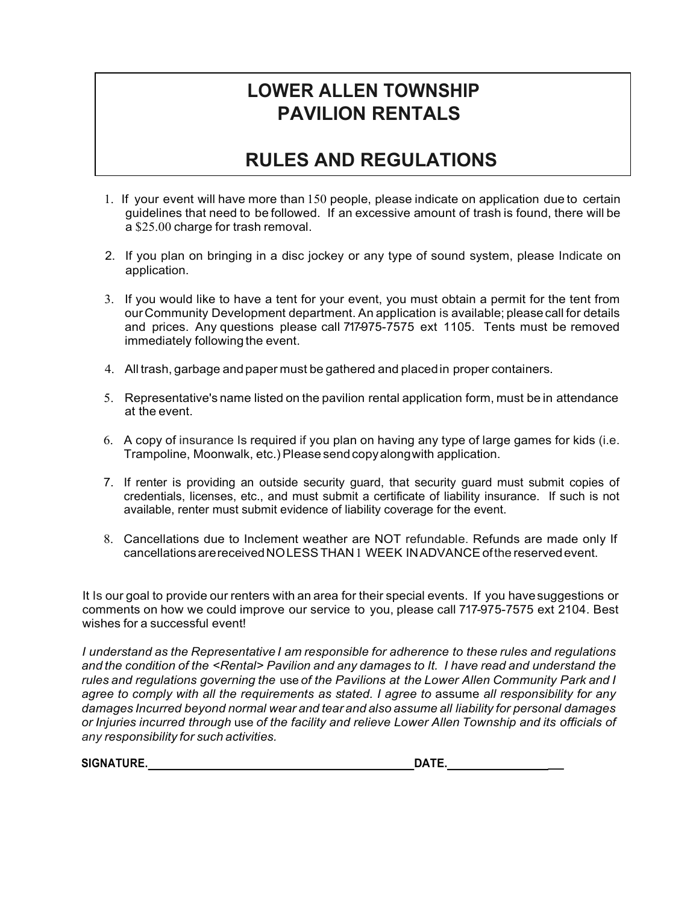# LOWER ALLEN TOWNSHIP PAVILION RENTALS

# RULES AND REGULATIONS

1. If your event will have more than 150 people, please indicate on application due to certain guidelines that need to be followed. If an excessive amount of trash is found, there will be a $25.00 charge for trash removal.

2. If you plan on bringing in a disc jockey or any type of sound system, please Indicate on application.

3. If you would like to have a tent for your event, you must obtain a permit for the tent from our Community Development department. An application is available; please call for details and prices. Any questions please call 717-975-7575 ext 1105. Tents must be removed immediately following the event.

4. All trash, garbage and paper must be gathered and placed in proper containers.

5. Representative's name listed on the pavilion rental application form, must be in attendance at the event.

6. A copy of insurance Is required if you plan on having any type of large games for kids (i.e. Trampoline, Moonwalk, etc.) Please send copy along with application.

7. If renter is providing an outside security guard, that security guard must submit copies of credentials, licenses, etc., and must submit a certificate of liability insurance. If such is not available, renter must submit evidence of liability coverage for the event.

8. Cancellations due to Inclement weather are NOT refundable. Refunds are made only If cancellations are received NO LESS THAN 1 WEEK IN ADVANCE of the reserved event.

It Is our goal to provide our renters with an area for their special events. If you have suggestions or comments on how we could improve our service to you, please call 717-975-7575 ext 2104. Best wishes for a successful event!

*I understand as the Representative I am responsible for adherence to these rules and regulations and the condition of the <Rental> Pavilion and any damages to It. I have read and understand the rules and regulations governing the use of the Pavilions at the Lower Allen Community Park and I agree to comply with all the requirements as stated. I agree to assume all responsibility for any damages Incurred beyond normal wear and tear and also assume all liability for personal damages or Injuries incurred through use of the facility and relieve Lower Allen Township and its officials of any responsibility for such activities.*

**SIGNATURE.**\_\_\_\_\_\_\_\_\_\_\_\_\_\_\_\_\_\_\_\_\_\_\_\_\_\_\_\_\_\_\_\_\_\_\_\_\_\_\_\_ **DATE.**\_\_\_\_\_\_\_\_\_\_\_\_\_\_\_\_\_\_